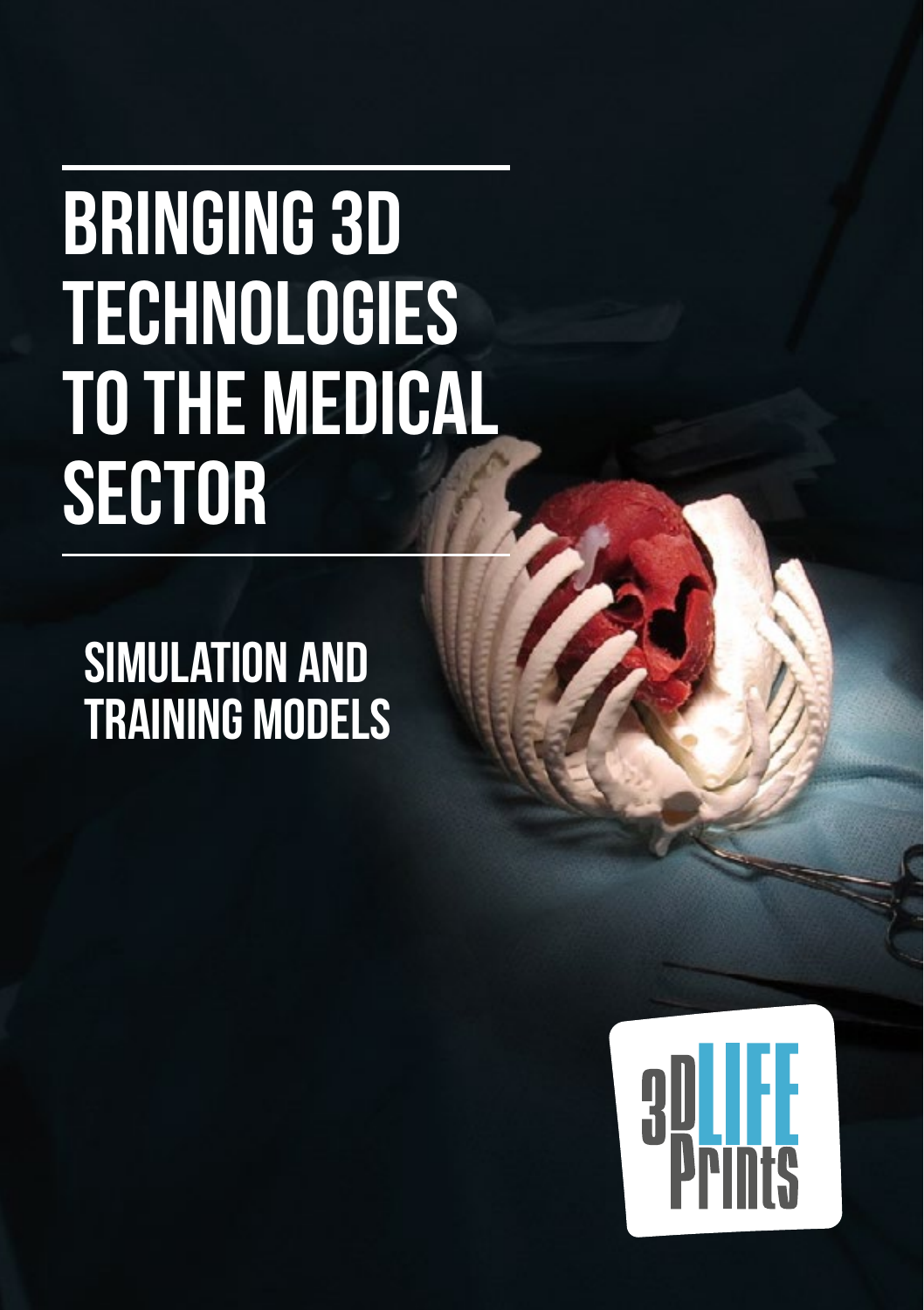# BRINGING 3D TECHNOLOGIES TO THE MEDICAL SECTOR

## SIMULATION AND TRAINING MODELS

3DLIFE Prints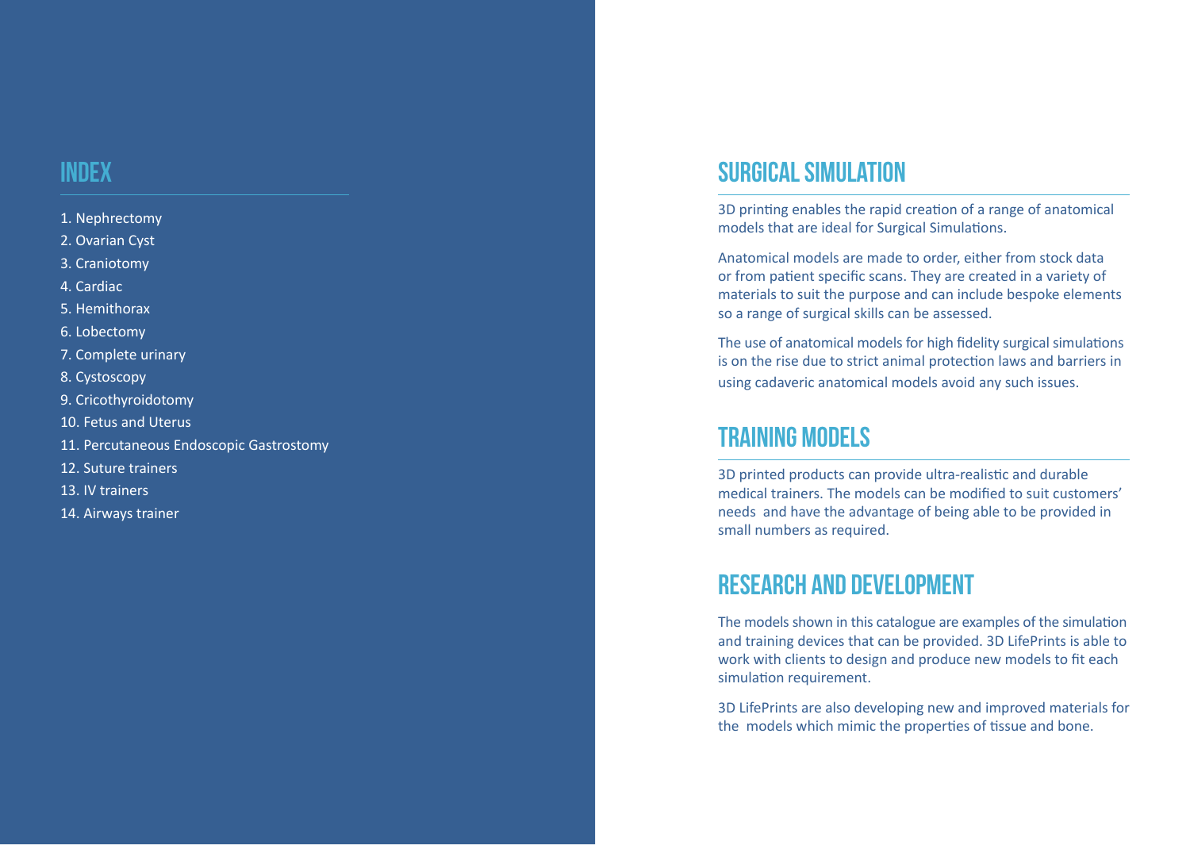## INDEX

1. Nephrectomy
2. Ovarian Cyst
3. Craniotomy
4. Cardiac
5. Hemithorax
6. Lobectomy
7. Complete urinary
8. Cystoscopy
9. Cricothyroidotomy
10. Fetus and Uterus
11. Percutaneous Endoscopic Gastrostomy
12. Suture trainers
13. IV trainers
14. Airways trainer

## SURGICAL SIMULATION

3D printing enables the rapid creation of a range of anatomical models that are ideal for Surgical Simulations.

Anatomical models are made to order, either from stock data or from patient specific scans. They are created in a variety of materials to suit the purpose and can include bespoke elements so a range of surgical skills can be assessed.

The use of anatomical models for high fidelity surgical simulations is on the rise due to strict animal protection laws and barriers in using cadaveric anatomical models avoid any such issues.

## TRAINING MODELS

3D printed products can provide ultra-realistic and durable medical trainers. The models can be modified to suit customers' needs and have the advantage of being able to be provided in small numbers as required.

## RESEARCH AND DEVELOPMENT

The models shown in this catalogue are examples of the simulation and training devices that can be provided. 3D LifePrints is able to work with clients to design and produce new models to fit each simulation requirement.

3D LifePrints are also developing new and improved materials for the models which mimic the properties of tissue and bone.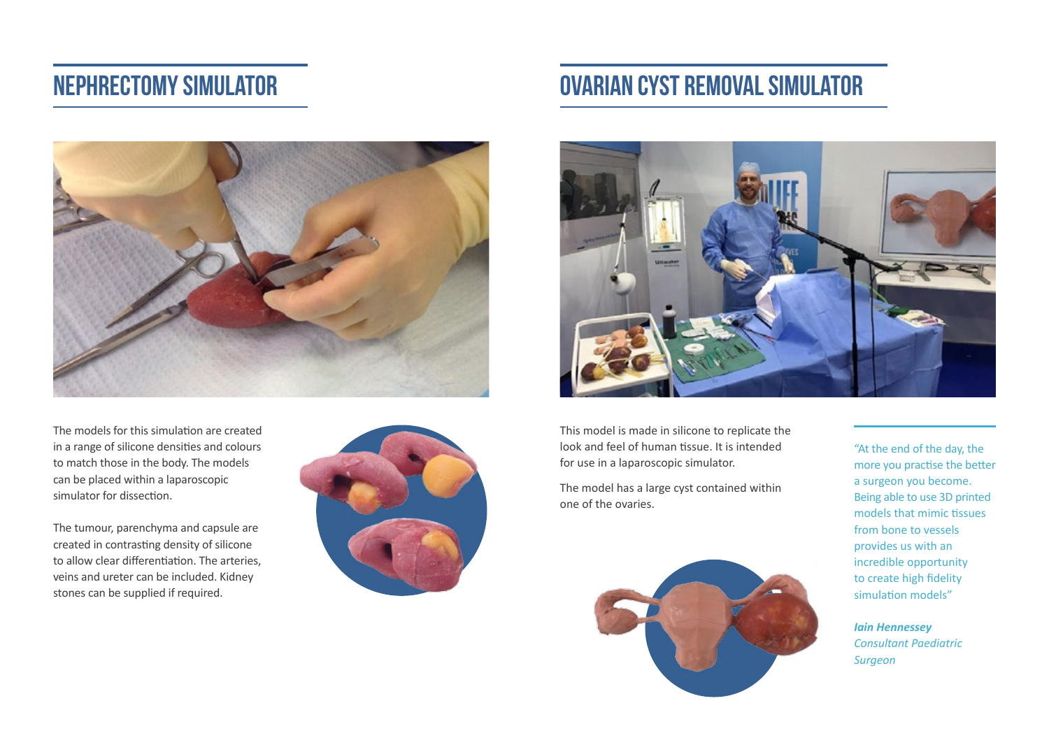## NEPHRECTOMY SIMULATOR

The models for this simulation are created in a range of silicone densities and colours to match those in the body. The models can be placed within a laparoscopic simulator for dissection.

The tumour, parenchyma and capsule are created in contrasting density of silicone to allow clear differentiation. The arteries, veins and ureter can be included. Kidney stones can be supplied if required.

## OVARIAN CYST REMOVAL SIMULATOR

This model is made in silicone to replicate the look and feel of human tissue. It is intended for use in a laparoscopic simulator.

The model has a large cyst contained within one of the ovaries.

"At the end of the day, the more you practise the better a surgeon you become. Being able to use 3D printed models that mimic tissues from bone to vessels provides us with an incredible opportunity to create high fidelity simulation models"

***Iain Hennessey***
*Consultant Paediatric Surgeon*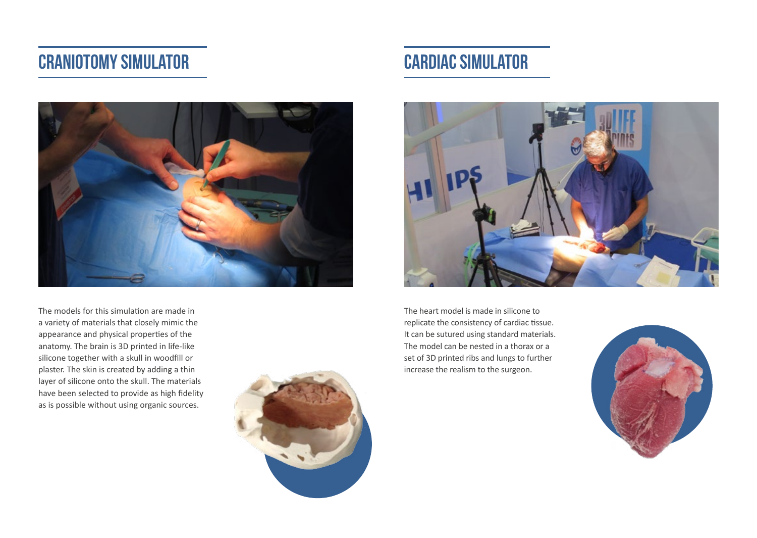## CRANIOTOMY SIMULATOR

The models for this simulation are made in a variety of materials that closely mimic the appearance and physical properties of the anatomy. The brain is 3D printed in life-like silicone together with a skull in woodfill or plaster. The skin is created by adding a thin layer of silicone onto the skull. The materials have been selected to provide as high fidelity as is possible without using organic sources.

## CARDIAC SIMULATOR

The heart model is made in silicone to replicate the consistency of cardiac tissue. It can be sutured using standard materials. The model can be nested in a thorax or a set of 3D printed ribs and lungs to further increase the realism to the surgeon.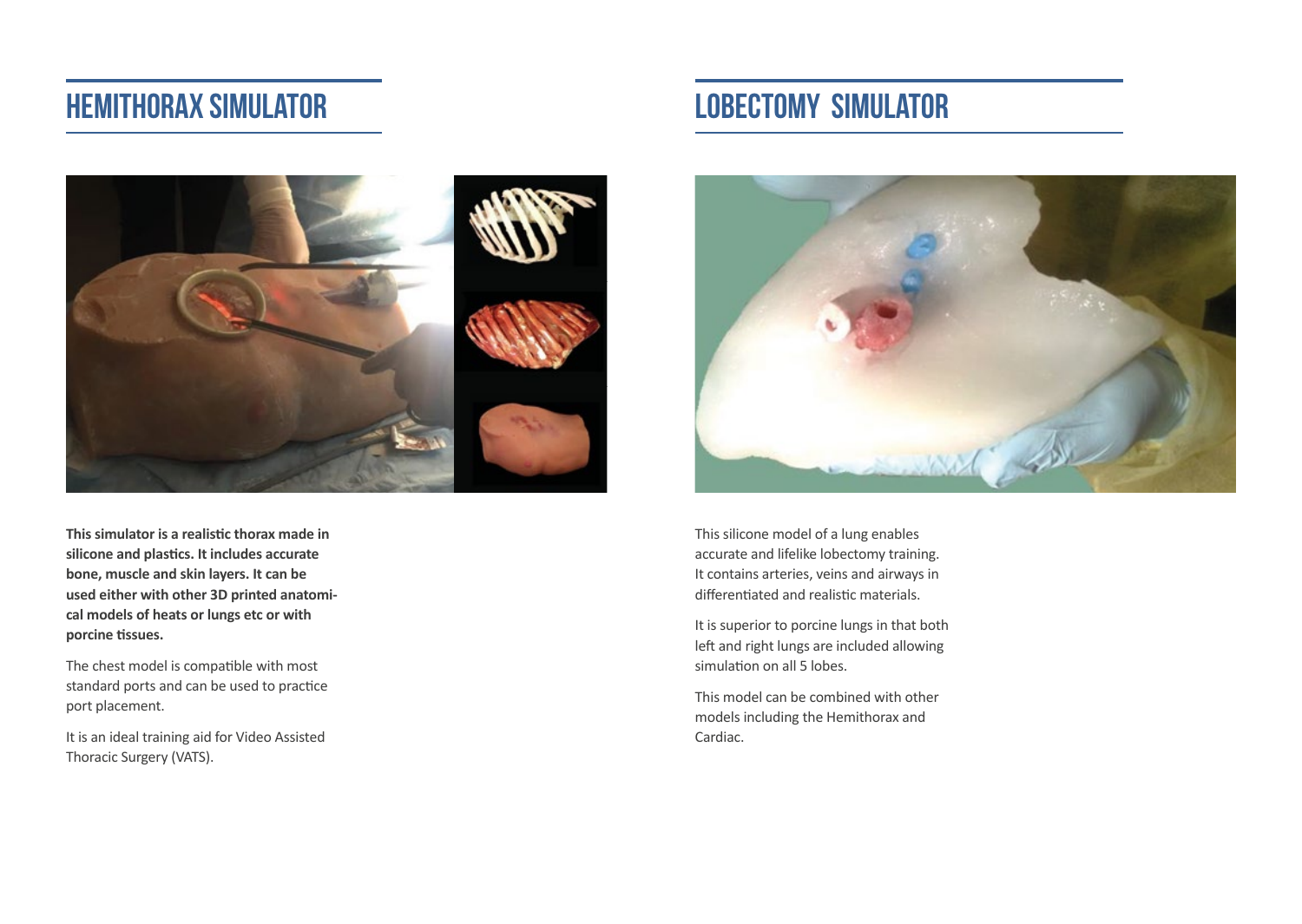## HEMITHORAX SIMULATOR

**This simulator is a realistic thorax made in silicone and plastics. It includes accurate bone, muscle and skin layers. It can be used either with other 3D printed anatomical models of heats or lungs etc or with porcine tissues.**

The chest model is compatible with most standard ports and can be used to practice port placement.

It is an ideal training aid for Video Assisted Thoracic Surgery (VATS).

## LOBECTOMY SIMULATOR

This silicone model of a lung enables accurate and lifelike lobectomy training. It contains arteries, veins and airways in differentiated and realistic materials.

It is superior to porcine lungs in that both left and right lungs are included allowing simulation on all 5 lobes.

This model can be combined with other models including the Hemithorax and Cardiac.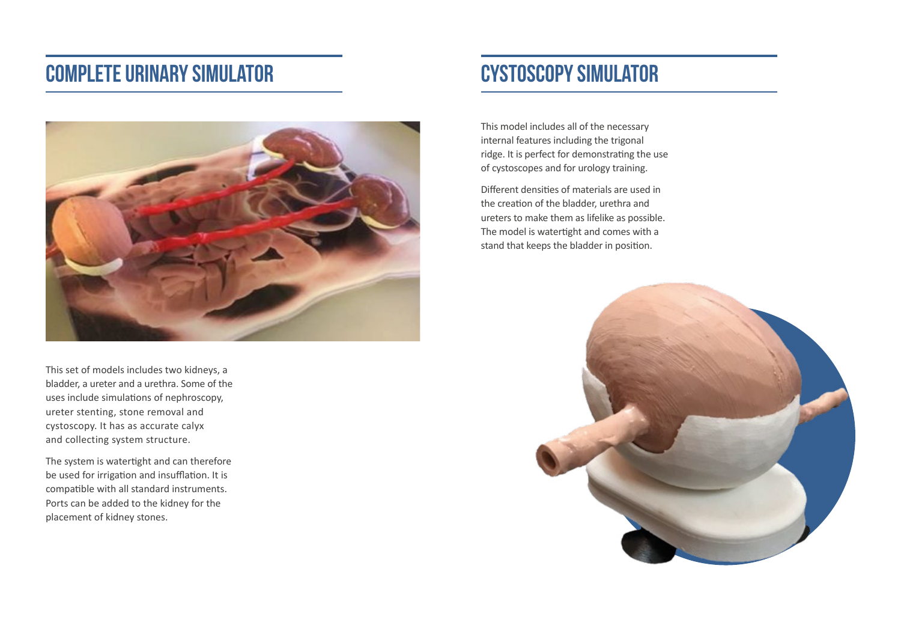## COMPLETE URINARY SIMULATOR

This set of models includes two kidneys, a bladder, a ureter and a urethra. Some of the uses include simulations of nephroscopy, ureter stenting, stone removal and cystoscopy. It has as accurate calyx and collecting system structure.

The system is watertight and can therefore be used for irrigation and insufflation. It is compatible with all standard instruments. Ports can be added to the kidney for the placement of kidney stones.

## CYSTOSCOPY SIMULATOR

This model includes all of the necessary internal features including the trigonal ridge. It is perfect for demonstrating the use of cystoscopes and for urology training.

Different densities of materials are used in the creation of the bladder, urethra and ureters to make them as lifelike as possible. The model is watertight and comes with a stand that keeps the bladder in position.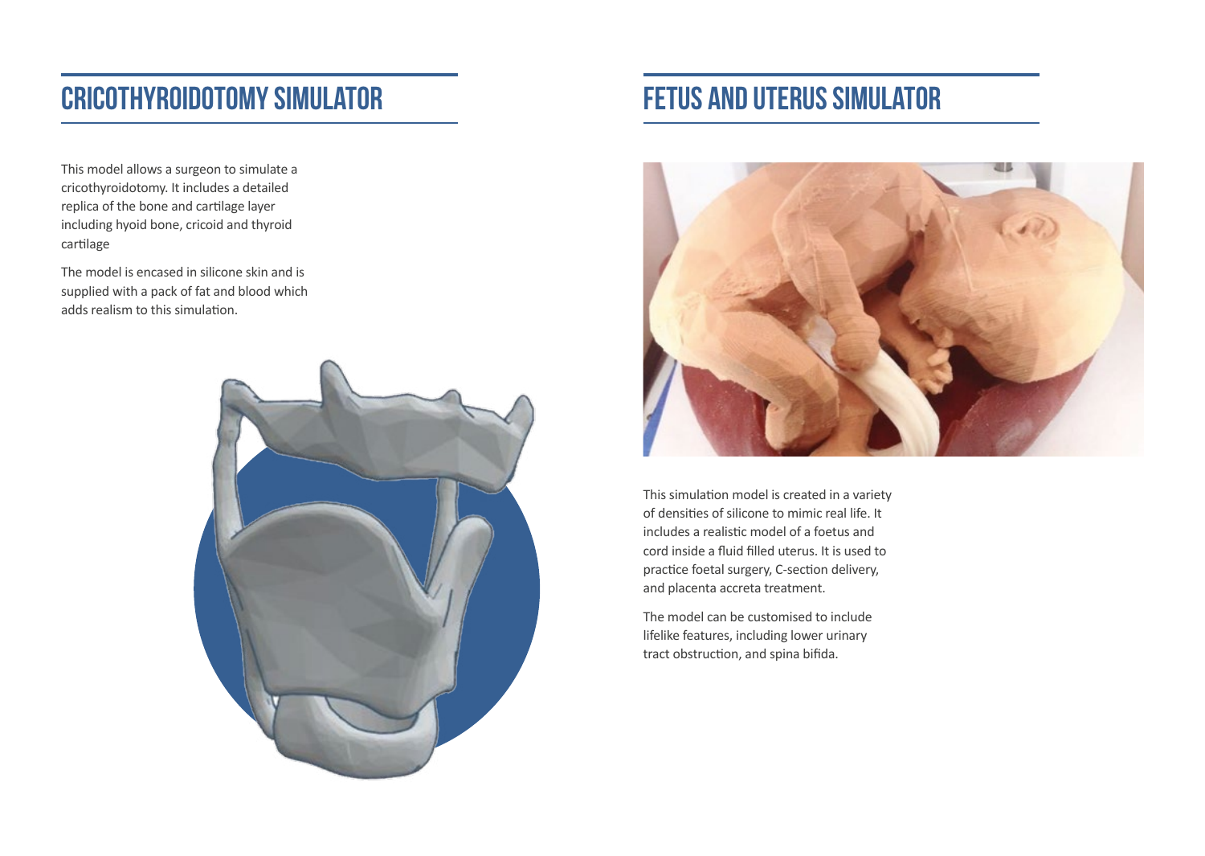## CRICOTHYROIDOTOMY SIMULATOR

This model allows a surgeon to simulate a cricothyroidotomy. It includes a detailed replica of the bone and cartilage layer including hyoid bone, cricoid and thyroid cartilage

The model is encased in silicone skin and is supplied with a pack of fat and blood which adds realism to this simulation.

## FETUS AND UTERUS SIMULATOR

This simulation model is created in a variety of densities of silicone to mimic real life. It includes a realistic model of a foetus and cord inside a fluid filled uterus. It is used to practice foetal surgery, C-section delivery, and placenta accreta treatment.

The model can be customised to include lifelike features, including lower urinary tract obstruction, and spina bifida.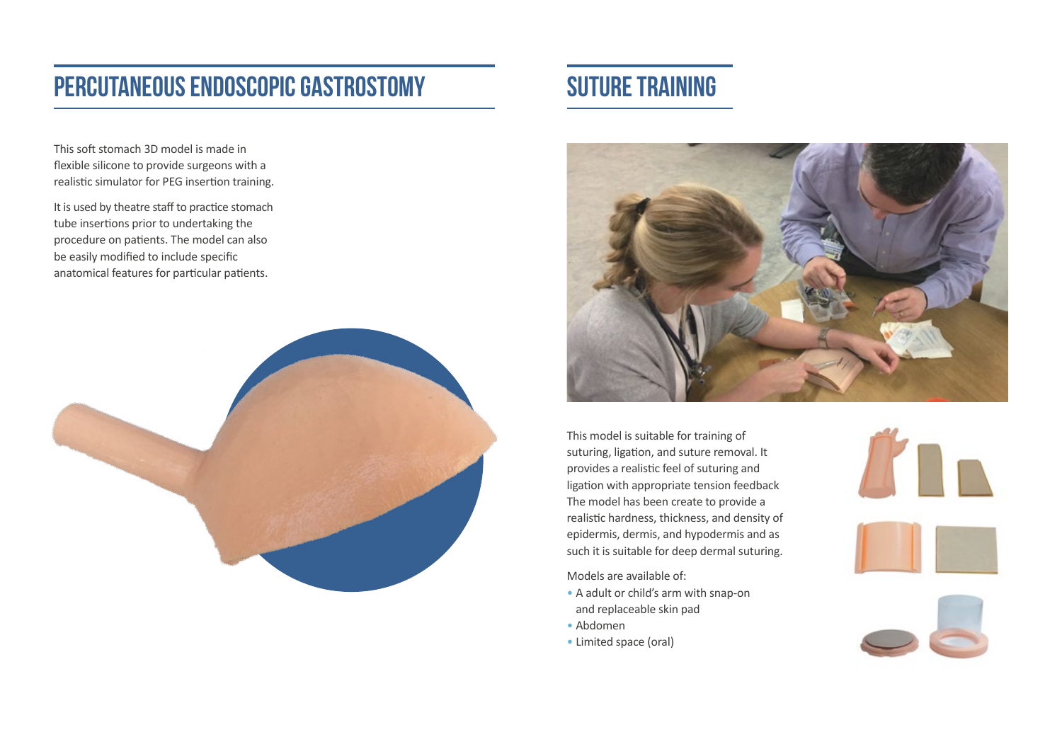## PERCUTANEOUS ENDOSCOPIC GASTROSTOMY

This soft stomach 3D model is made in flexible silicone to provide surgeons with a realistic simulator for PEG insertion training.

It is used by theatre staff to practice stomach tube insertions prior to undertaking the procedure on patients. The model can also be easily modified to include specific anatomical features for particular patients.

## SUTURE TRAINING

This model is suitable for training of suturing, ligation, and suture removal. It provides a realistic feel of suturing and ligation with appropriate tension feedback The model has been create to provide a realistic hardness, thickness, and density of epidermis, dermis, and hypodermis and as such it is suitable for deep dermal suturing.

Models are available of:

- A adult or child's arm with snap-on and replaceable skin pad
- Abdomen
- Limited space (oral)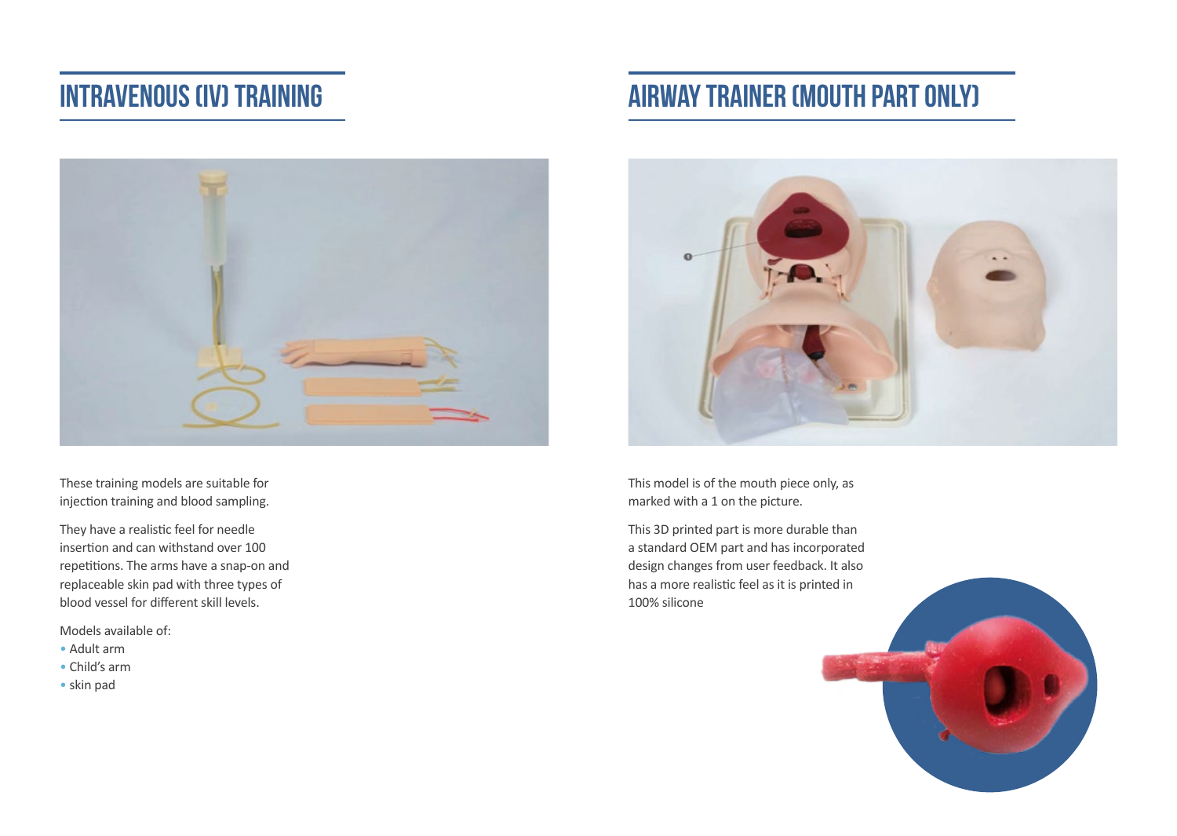# INTRAVENOUS (IV) TRAINING

These training models are suitable for injection training and blood sampling.

They have a realistic feel for needle insertion and can withstand over 100 repetitions. The arms have a snap-on and replaceable skin pad with three types of blood vessel for different skill levels.

Models available of:

- Adult arm
- Child's arm
- skin pad

# AIRWAY TRAINER (MOUTH PART ONLY)

This model is of the mouth piece only, as marked with a 1 on the picture.

This 3D printed part is more durable than a standard OEM part and has incorporated design changes from user feedback. It also has a more realistic feel as it is printed in 100% silicone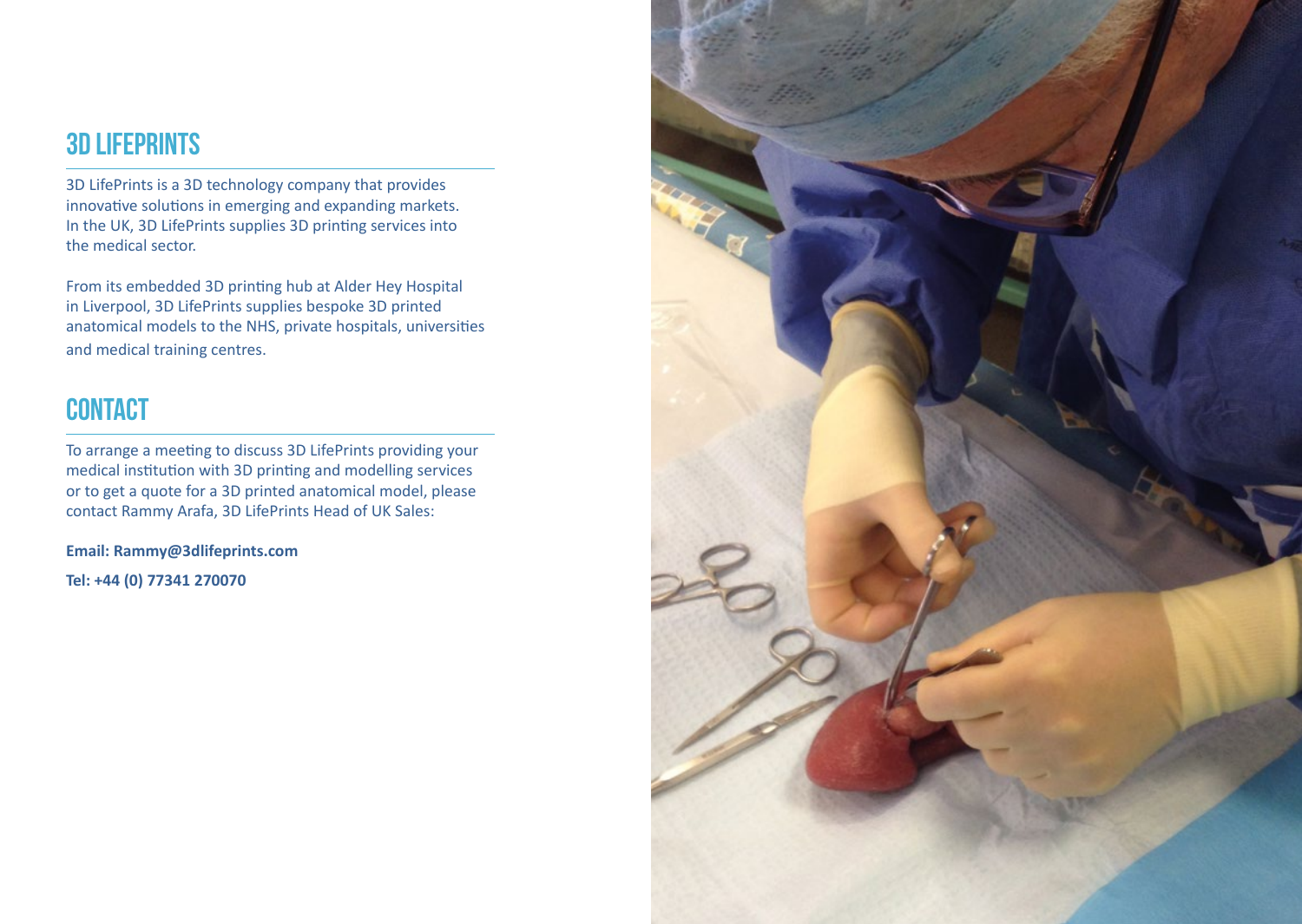## 3D LIFEPRINTS

3D LifePrints is a 3D technology company that provides innovative solutions in emerging and expanding markets. In the UK, 3D LifePrints supplies 3D printing services into the medical sector.

From its embedded 3D printing hub at Alder Hey Hospital in Liverpool, 3D LifePrints supplies bespoke 3D printed anatomical models to the NHS, private hospitals, universities and medical training centres.

## CONTACT

To arrange a meeting to discuss 3D LifePrints providing your medical institution with 3D printing and modelling services or to get a quote for a 3D printed anatomical model, please contact Rammy Arafa, 3D LifePrints Head of UK Sales:

**Email: Rammy@3dlifeprints.com**

**Tel: +44 (0) 77341 270070**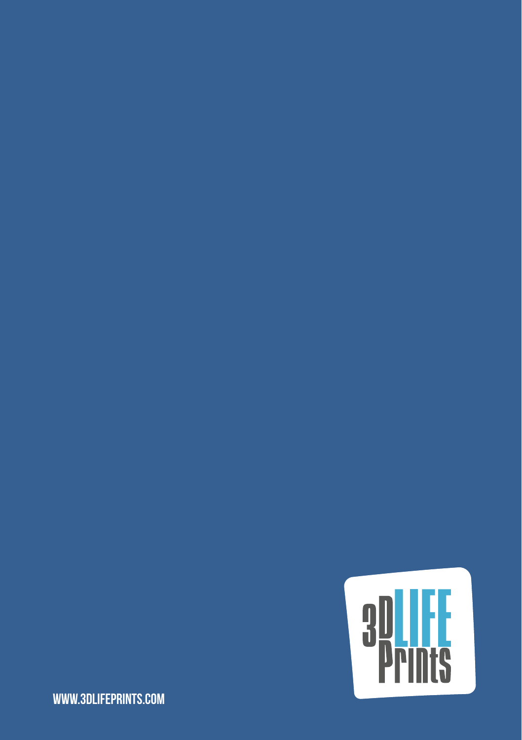3D LIFE Prints

WWW.3DLIFEPRINTS.COM